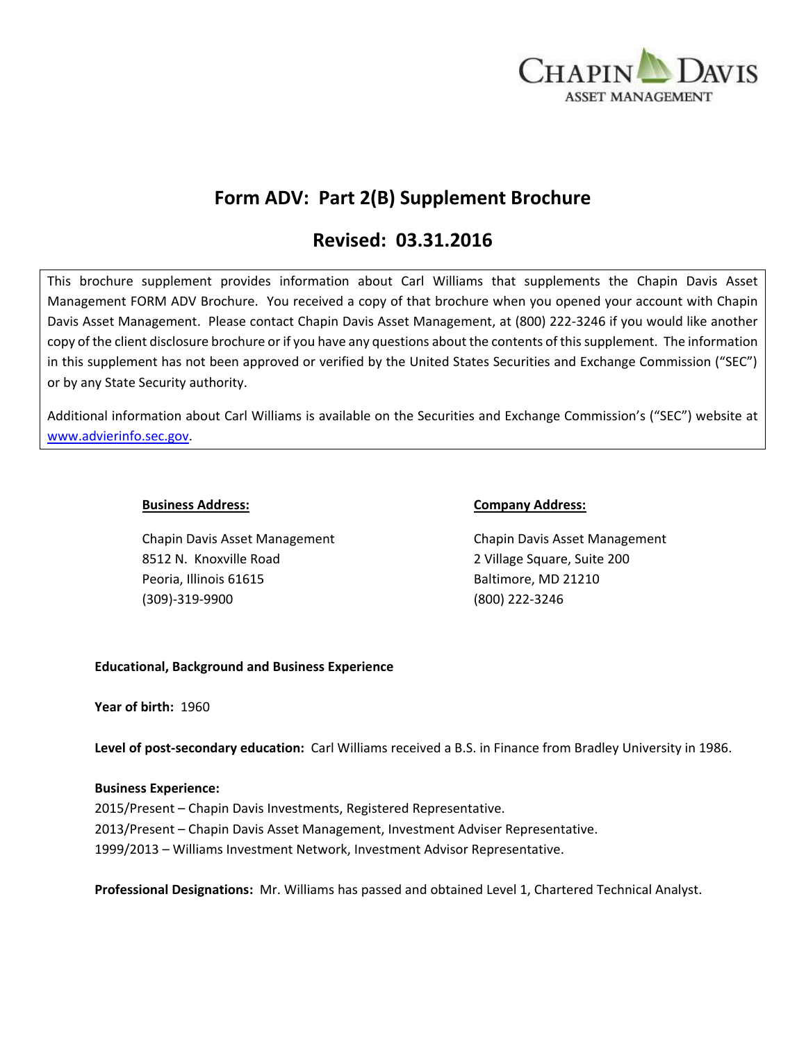# Form ADV: Part 2(B) Supplement Brochure

## Revised: 03.31.2016

This brochure supplement provides information about Carl Williams that supplements the Chapin Davis Asset Management FORM ADV Brochure. You received a copy of that brochure when you opened your account with Chapin Davis Asset Management. Please contact Chapin Davis Asset Management, at (800) 222-3246 if you would like another copy of the client disclosure brochure or if you have any questions about the contents of this supplement. The information in this supplement has not been approved or verified by the United States Securities and Exchange Commission ("SEC") or by any State Security authority.

Additional information about Carl Williams is available on the Securities and Exchange Commission's ("SEC") website at www.advierinfo.sec.gov.

**Business Address:**

Chapin Davis Asset Management
8512 N. Knoxville Road
Peoria, Illinois 61615
(309)-319-9900

**Company Address:**

Chapin Davis Asset Management
2 Village Square, Suite 200
Baltimore, MD 21210
(800) 222-3246

**Educational, Background and Business Experience**

**Year of birth:** 1960

**Level of post-secondary education:** Carl Williams received a B.S. in Finance from Bradley University in 1986.

**Business Experience:**
2015/Present – Chapin Davis Investments, Registered Representative.
2013/Present – Chapin Davis Asset Management, Investment Adviser Representative.
1999/2013 – Williams Investment Network, Investment Advisor Representative.

**Professional Designations:** Mr. Williams has passed and obtained Level 1, Chartered Technical Analyst.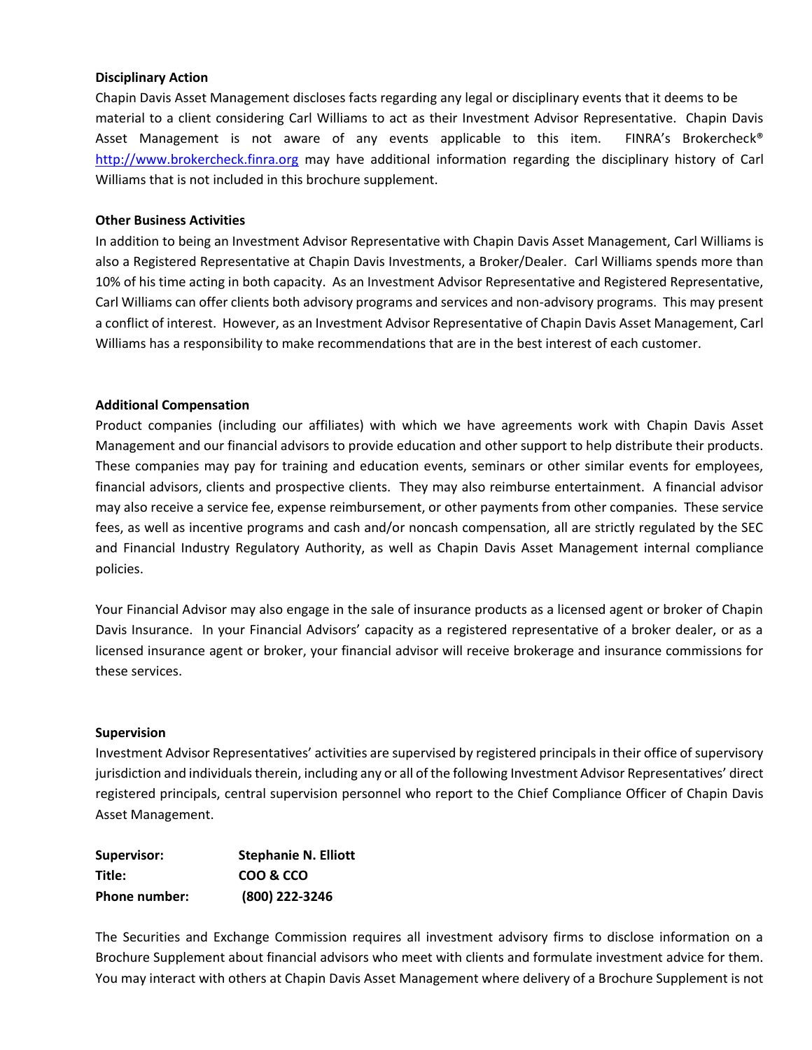**Disciplinary Action**

Chapin Davis Asset Management discloses facts regarding any legal or disciplinary events that it deems to be material to a client considering Carl Williams to act as their Investment Advisor Representative. Chapin Davis Asset Management is not aware of any events applicable to this item. FINRA's Brokercheck® http://www.brokercheck.finra.org may have additional information regarding the disciplinary history of Carl Williams that is not included in this brochure supplement.

**Other Business Activities**

In addition to being an Investment Advisor Representative with Chapin Davis Asset Management, Carl Williams is also a Registered Representative at Chapin Davis Investments, a Broker/Dealer. Carl Williams spends more than 10% of his time acting in both capacity. As an Investment Advisor Representative and Registered Representative, Carl Williams can offer clients both advisory programs and services and non-advisory programs. This may present a conflict of interest. However, as an Investment Advisor Representative of Chapin Davis Asset Management, Carl Williams has a responsibility to make recommendations that are in the best interest of each customer.

**Additional Compensation**

Product companies (including our affiliates) with which we have agreements work with Chapin Davis Asset Management and our financial advisors to provide education and other support to help distribute their products. These companies may pay for training and education events, seminars or other similar events for employees, financial advisors, clients and prospective clients. They may also reimburse entertainment. A financial advisor may also receive a service fee, expense reimbursement, or other payments from other companies. These service fees, as well as incentive programs and cash and/or noncash compensation, all are strictly regulated by the SEC and Financial Industry Regulatory Authority, as well as Chapin Davis Asset Management internal compliance policies.

Your Financial Advisor may also engage in the sale of insurance products as a licensed agent or broker of Chapin Davis Insurance. In your Financial Advisors' capacity as a registered representative of a broker dealer, or as a licensed insurance agent or broker, your financial advisor will receive brokerage and insurance commissions for these services.

**Supervision**

Investment Advisor Representatives' activities are supervised by registered principals in their office of supervisory jurisdiction and individuals therein, including any or all of the following Investment Advisor Representatives' direct registered principals, central supervision personnel who report to the Chief Compliance Officer of Chapin Davis Asset Management.

**Supervisor:** **Stephanie N. Elliott**
**Title:** **COO & CCO**
**Phone number:** **(800) 222-3246**

The Securities and Exchange Commission requires all investment advisory firms to disclose information on a Brochure Supplement about financial advisors who meet with clients and formulate investment advice for them. You may interact with others at Chapin Davis Asset Management where delivery of a Brochure Supplement is not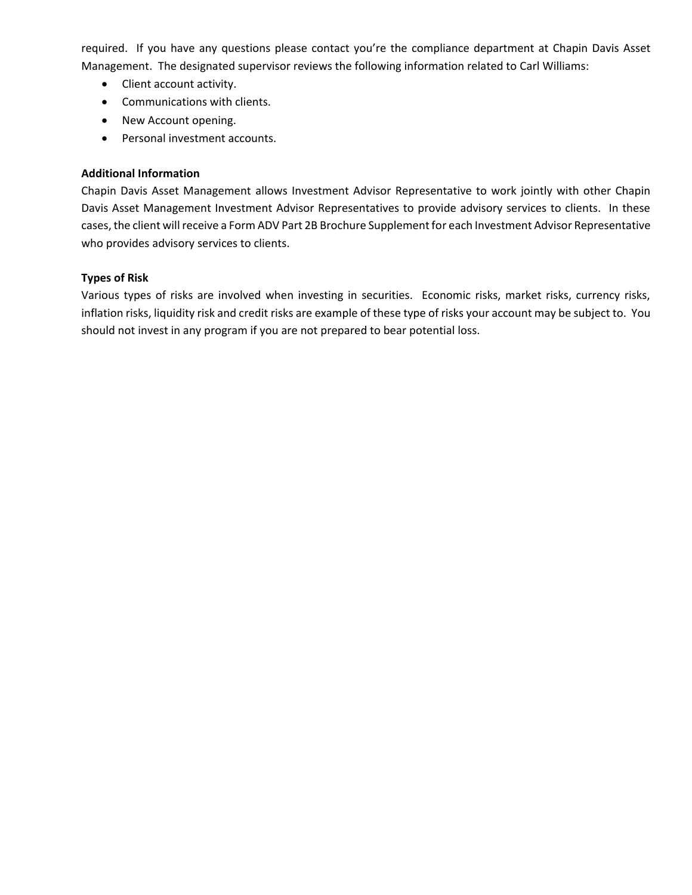required. If you have any questions please contact you're the compliance department at Chapin Davis Asset Management. The designated supervisor reviews the following information related to Carl Williams:

- Client account activity.
- Communications with clients.
- New Account opening.
- Personal investment accounts.

**Additional Information**

Chapin Davis Asset Management allows Investment Advisor Representative to work jointly with other Chapin Davis Asset Management Investment Advisor Representatives to provide advisory services to clients. In these cases, the client will receive a Form ADV Part 2B Brochure Supplement for each Investment Advisor Representative who provides advisory services to clients.

**Types of Risk**

Various types of risks are involved when investing in securities. Economic risks, market risks, currency risks, inflation risks, liquidity risk and credit risks are example of these type of risks your account may be subject to. You should not invest in any program if you are not prepared to bear potential loss.